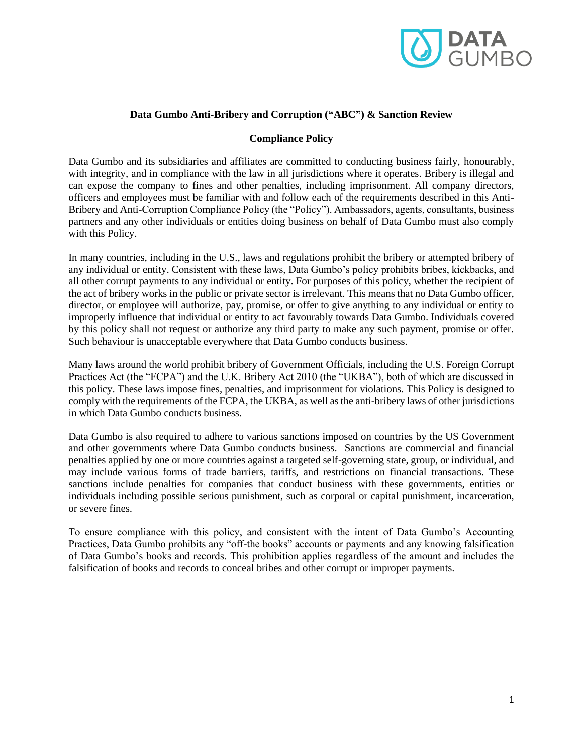# Data Gumbo Anti-Bribery and Corruption ("ABC") & Sanction Review

## Compliance Policy

Data Gumbo and its subsidiaries and affiliates are committed to conducting business fairly, honourably, with integrity, and in compliance with the law in all jurisdictions where it operates. Bribery is illegal and can expose the company to fines and other penalties, including imprisonment. All company directors, officers and employees must be familiar with and follow each of the requirements described in this Anti-Bribery and Anti-Corruption Compliance Policy (the "Policy"). Ambassadors, agents, consultants, business partners and any other individuals or entities doing business on behalf of Data Gumbo must also comply with this Policy.

In many countries, including in the U.S., laws and regulations prohibit the bribery or attempted bribery of any individual or entity. Consistent with these laws, Data Gumbo's policy prohibits bribes, kickbacks, and all other corrupt payments to any individual or entity. For purposes of this policy, whether the recipient of the act of bribery works in the public or private sector is irrelevant. This means that no Data Gumbo officer, director, or employee will authorize, pay, promise, or offer to give anything to any individual or entity to improperly influence that individual or entity to act favourably towards Data Gumbo. Individuals covered by this policy shall not request or authorize any third party to make any such payment, promise or offer. Such behaviour is unacceptable everywhere that Data Gumbo conducts business.

Many laws around the world prohibit bribery of Government Officials, including the U.S. Foreign Corrupt Practices Act (the "FCPA") and the U.K. Bribery Act 2010 (the "UKBA"), both of which are discussed in this policy. These laws impose fines, penalties, and imprisonment for violations. This Policy is designed to comply with the requirements of the FCPA, the UKBA, as well as the anti-bribery laws of other jurisdictions in which Data Gumbo conducts business.

Data Gumbo is also required to adhere to various sanctions imposed on countries by the US Government and other governments where Data Gumbo conducts business. Sanctions are commercial and financial penalties applied by one or more countries against a targeted self-governing state, group, or individual, and may include various forms of trade barriers, tariffs, and restrictions on financial transactions. These sanctions include penalties for companies that conduct business with these governments, entities or individuals including possible serious punishment, such as corporal or capital punishment, incarceration, or severe fines.

To ensure compliance with this policy, and consistent with the intent of Data Gumbo's Accounting Practices, Data Gumbo prohibits any "off-the books" accounts or payments and any knowing falsification of Data Gumbo's books and records. This prohibition applies regardless of the amount and includes the falsification of books and records to conceal bribes and other corrupt or improper payments.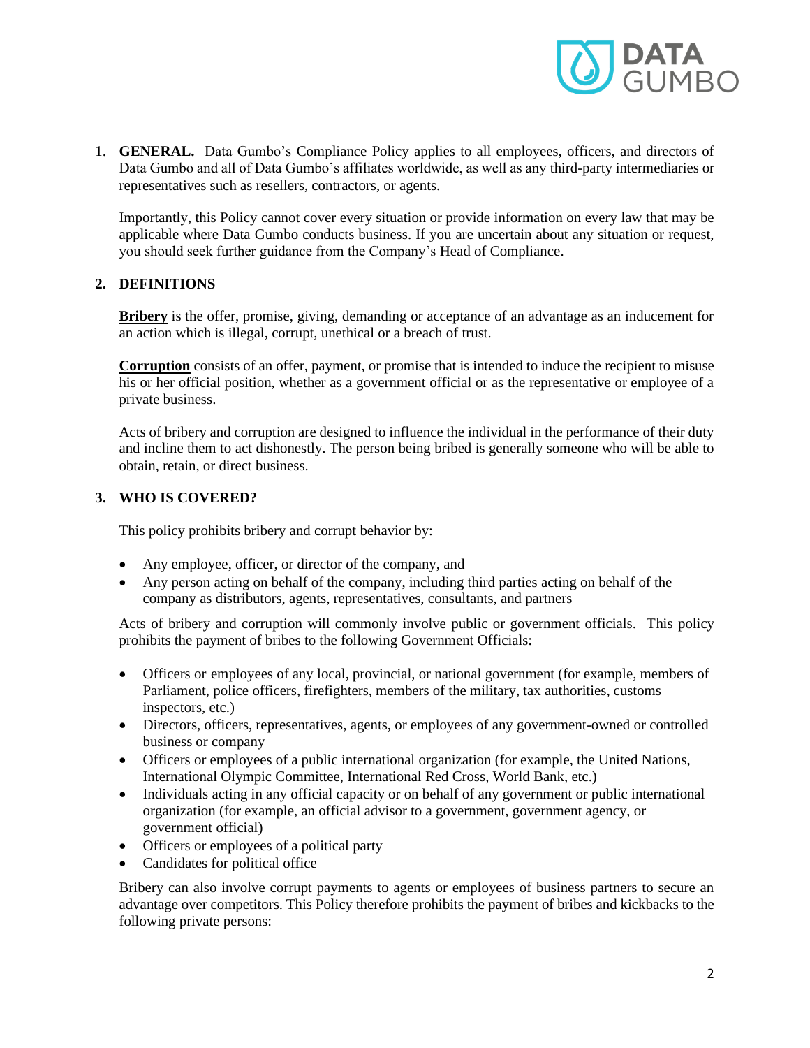1. **GENERAL.** Data Gumbo's Compliance Policy applies to all employees, officers, and directors of Data Gumbo and all of Data Gumbo's affiliates worldwide, as well as any third-party intermediaries or representatives such as resellers, contractors, or agents.

   Importantly, this Policy cannot cover every situation or provide information on every law that may be applicable where Data Gumbo conducts business. If you are uncertain about any situation or request, you should seek further guidance from the Company's Head of Compliance.

## 2. DEFINITIONS

**Bribery** is the offer, promise, giving, demanding or acceptance of an advantage as an inducement for an action which is illegal, corrupt, unethical or a breach of trust.

**Corruption** consists of an offer, payment, or promise that is intended to induce the recipient to misuse his or her official position, whether as a government official or as the representative or employee of a private business.

Acts of bribery and corruption are designed to influence the individual in the performance of their duty and incline them to act dishonestly. The person being bribed is generally someone who will be able to obtain, retain, or direct business.

## 3. WHO IS COVERED?

This policy prohibits bribery and corrupt behavior by:

- Any employee, officer, or director of the company, and
- Any person acting on behalf of the company, including third parties acting on behalf of the company as distributors, agents, representatives, consultants, and partners

Acts of bribery and corruption will commonly involve public or government officials. This policy prohibits the payment of bribes to the following Government Officials:

- Officers or employees of any local, provincial, or national government (for example, members of Parliament, police officers, firefighters, members of the military, tax authorities, customs inspectors, etc.)
- Directors, officers, representatives, agents, or employees of any government-owned or controlled business or company
- Officers or employees of a public international organization (for example, the United Nations, International Olympic Committee, International Red Cross, World Bank, etc.)
- Individuals acting in any official capacity or on behalf of any government or public international organization (for example, an official advisor to a government, government agency, or government official)
- Officers or employees of a political party
- Candidates for political office

Bribery can also involve corrupt payments to agents or employees of business partners to secure an advantage over competitors. This Policy therefore prohibits the payment of bribes and kickbacks to the following private persons: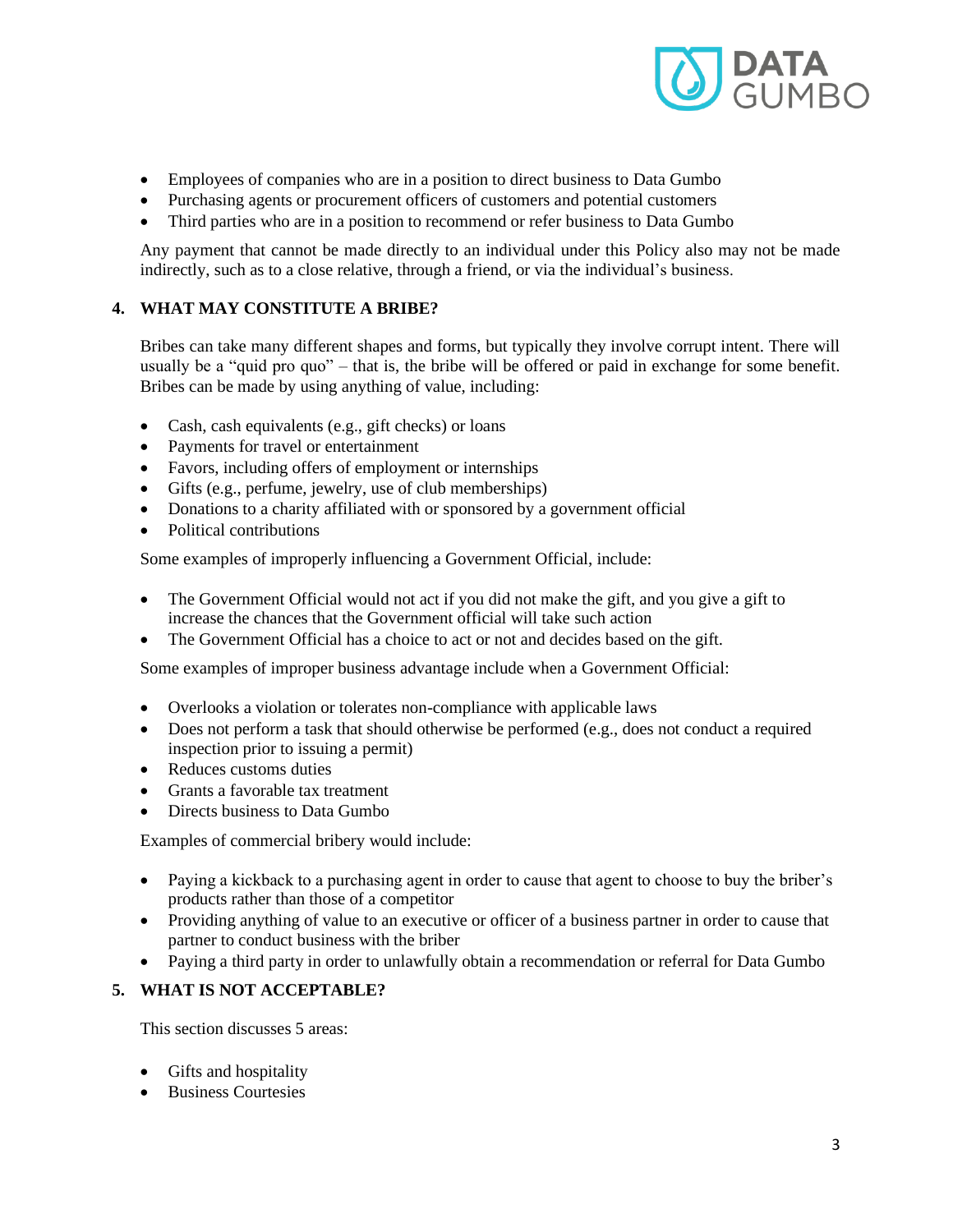- Employees of companies who are in a position to direct business to Data Gumbo
- Purchasing agents or procurement officers of customers and potential customers
- Third parties who are in a position to recommend or refer business to Data Gumbo

Any payment that cannot be made directly to an individual under this Policy also may not be made indirectly, such as to a close relative, through a friend, or via the individual's business.

## 4. WHAT MAY CONSTITUTE A BRIBE?

Bribes can take many different shapes and forms, but typically they involve corrupt intent. There will usually be a "quid pro quo" – that is, the bribe will be offered or paid in exchange for some benefit. Bribes can be made by using anything of value, including:

- Cash, cash equivalents (e.g., gift checks) or loans
- Payments for travel or entertainment
- Favors, including offers of employment or internships
- Gifts (e.g., perfume, jewelry, use of club memberships)
- Donations to a charity affiliated with or sponsored by a government official
- Political contributions

Some examples of improperly influencing a Government Official, include:

- The Government Official would not act if you did not make the gift, and you give a gift to increase the chances that the Government official will take such action
- The Government Official has a choice to act or not and decides based on the gift.

Some examples of improper business advantage include when a Government Official:

- Overlooks a violation or tolerates non-compliance with applicable laws
- Does not perform a task that should otherwise be performed (e.g., does not conduct a required inspection prior to issuing a permit)
- Reduces customs duties
- Grants a favorable tax treatment
- Directs business to Data Gumbo

Examples of commercial bribery would include:

- Paying a kickback to a purchasing agent in order to cause that agent to choose to buy the briber's products rather than those of a competitor
- Providing anything of value to an executive or officer of a business partner in order to cause that partner to conduct business with the briber
- Paying a third party in order to unlawfully obtain a recommendation or referral for Data Gumbo

## 5. WHAT IS NOT ACCEPTABLE?

This section discusses 5 areas:

- Gifts and hospitality
- Business Courtesies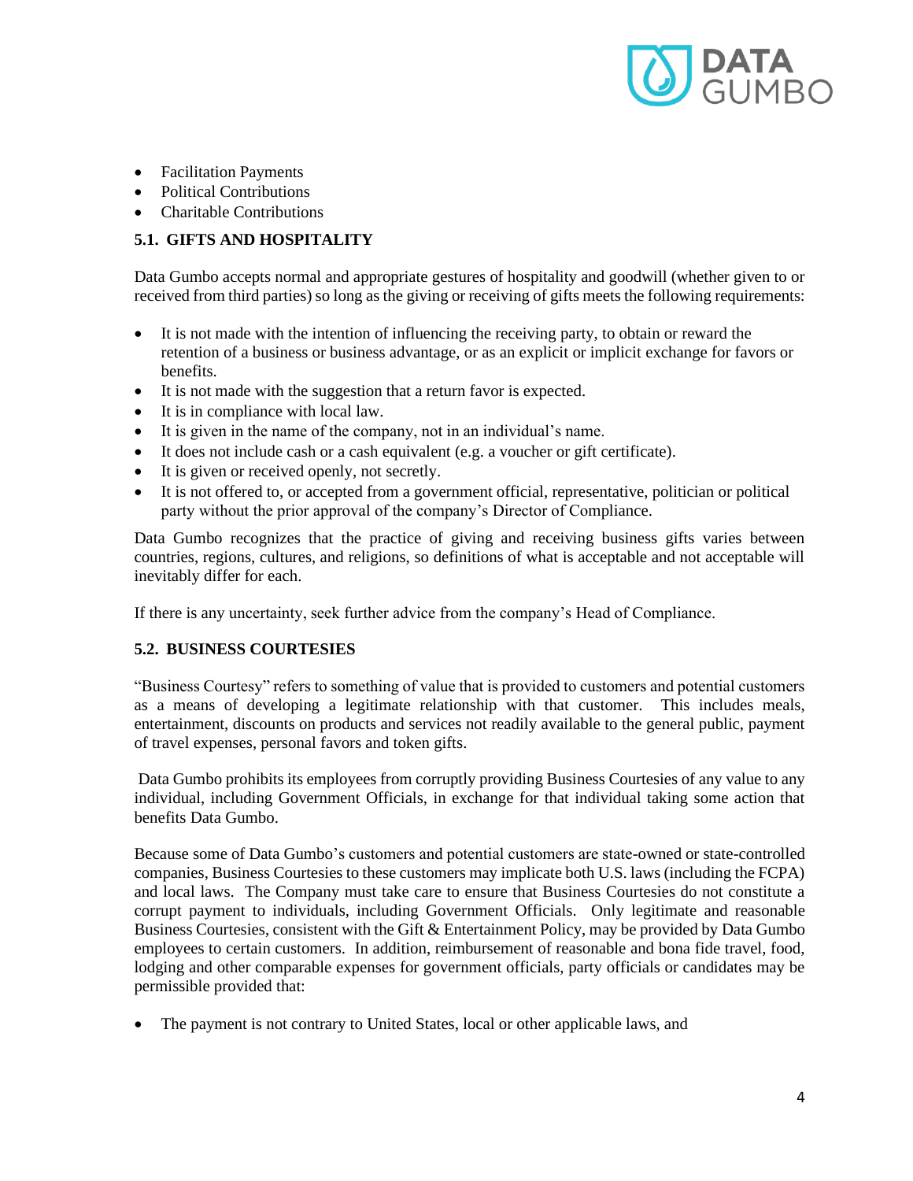- Facilitation Payments
- Political Contributions
- Charitable Contributions

### 5.1. GIFTS AND HOSPITALITY

Data Gumbo accepts normal and appropriate gestures of hospitality and goodwill (whether given to or received from third parties) so long as the giving or receiving of gifts meets the following requirements:

- It is not made with the intention of influencing the receiving party, to obtain or reward the retention of a business or business advantage, or as an explicit or implicit exchange for favors or benefits.
- It is not made with the suggestion that a return favor is expected.
- It is in compliance with local law.
- It is given in the name of the company, not in an individual's name.
- It does not include cash or a cash equivalent (e.g. a voucher or gift certificate).
- It is given or received openly, not secretly.
- It is not offered to, or accepted from a government official, representative, politician or political party without the prior approval of the company's Director of Compliance.

Data Gumbo recognizes that the practice of giving and receiving business gifts varies between countries, regions, cultures, and religions, so definitions of what is acceptable and not acceptable will inevitably differ for each.

If there is any uncertainty, seek further advice from the company's Head of Compliance.

### 5.2. BUSINESS COURTESIES

"Business Courtesy" refers to something of value that is provided to customers and potential customers as a means of developing a legitimate relationship with that customer. This includes meals, entertainment, discounts on products and services not readily available to the general public, payment of travel expenses, personal favors and token gifts.

Data Gumbo prohibits its employees from corruptly providing Business Courtesies of any value to any individual, including Government Officials, in exchange for that individual taking some action that benefits Data Gumbo.

Because some of Data Gumbo's customers and potential customers are state-owned or state-controlled companies, Business Courtesies to these customers may implicate both U.S. laws (including the FCPA) and local laws. The Company must take care to ensure that Business Courtesies do not constitute a corrupt payment to individuals, including Government Officials. Only legitimate and reasonable Business Courtesies, consistent with the Gift & Entertainment Policy, may be provided by Data Gumbo employees to certain customers. In addition, reimbursement of reasonable and bona fide travel, food, lodging and other comparable expenses for government officials, party officials or candidates may be permissible provided that:

- The payment is not contrary to United States, local or other applicable laws, and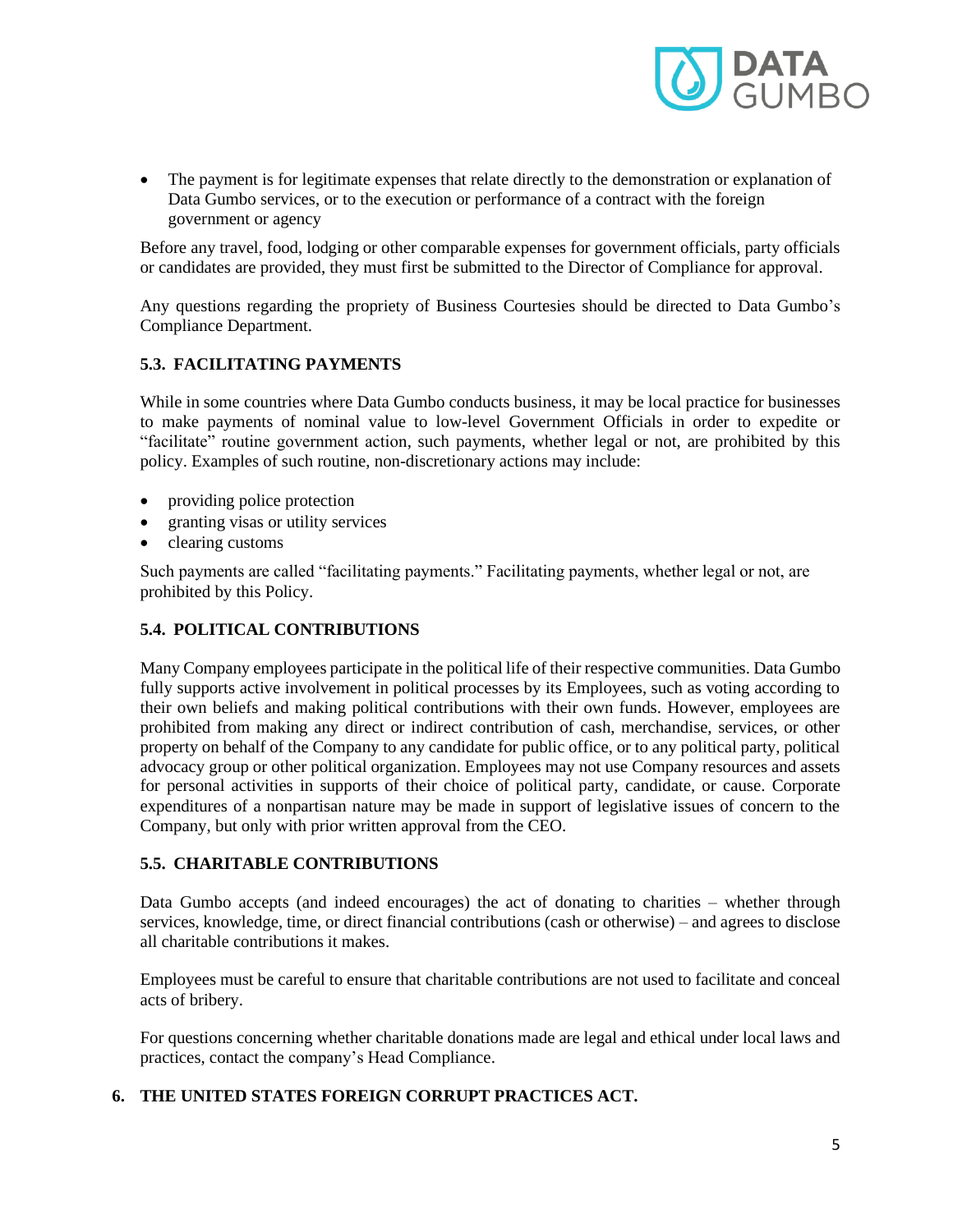- The payment is for legitimate expenses that relate directly to the demonstration or explanation of Data Gumbo services, or to the execution or performance of a contract with the foreign government or agency

Before any travel, food, lodging or other comparable expenses for government officials, party officials or candidates are provided, they must first be submitted to the Director of Compliance for approval.

Any questions regarding the propriety of Business Courtesies should be directed to Data Gumbo's Compliance Department.

### 5.3. FACILITATING PAYMENTS

While in some countries where Data Gumbo conducts business, it may be local practice for businesses to make payments of nominal value to low-level Government Officials in order to expedite or "facilitate" routine government action, such payments, whether legal or not, are prohibited by this policy. Examples of such routine, non-discretionary actions may include:

- providing police protection
- granting visas or utility services
- clearing customs

Such payments are called "facilitating payments." Facilitating payments, whether legal or not, are prohibited by this Policy.

### 5.4. POLITICAL CONTRIBUTIONS

Many Company employees participate in the political life of their respective communities. Data Gumbo fully supports active involvement in political processes by its Employees, such as voting according to their own beliefs and making political contributions with their own funds. However, employees are prohibited from making any direct or indirect contribution of cash, merchandise, services, or other property on behalf of the Company to any candidate for public office, or to any political party, political advocacy group or other political organization. Employees may not use Company resources and assets for personal activities in supports of their choice of political party, candidate, or cause. Corporate expenditures of a nonpartisan nature may be made in support of legislative issues of concern to the Company, but only with prior written approval from the CEO.

### 5.5. CHARITABLE CONTRIBUTIONS

Data Gumbo accepts (and indeed encourages) the act of donating to charities – whether through services, knowledge, time, or direct financial contributions (cash or otherwise) – and agrees to disclose all charitable contributions it makes.

Employees must be careful to ensure that charitable contributions are not used to facilitate and conceal acts of bribery.

For questions concerning whether charitable donations made are legal and ethical under local laws and practices, contact the company's Head Compliance.

## 6. THE UNITED STATES FOREIGN CORRUPT PRACTICES ACT.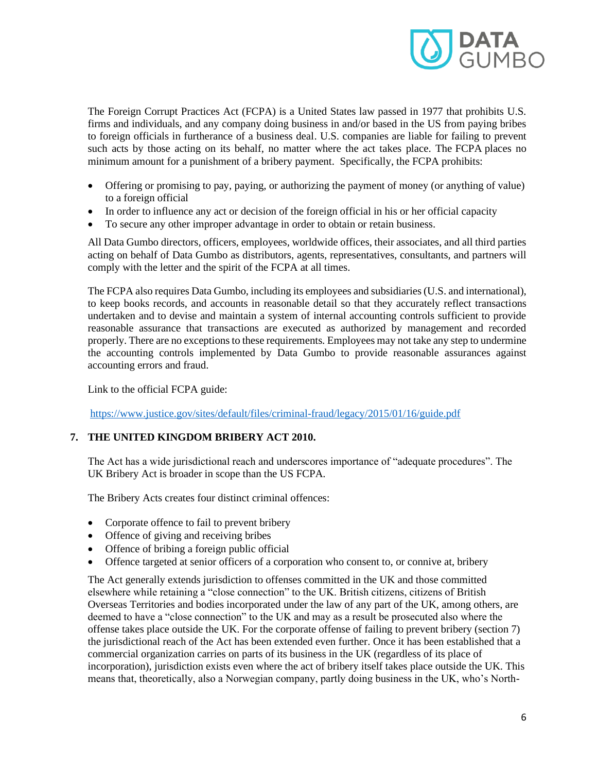The Foreign Corrupt Practices Act (FCPA) is a United States law passed in 1977 that prohibits U.S. firms and individuals, and any company doing business in and/or based in the US from paying bribes to foreign officials in furtherance of a business deal. U.S. companies are liable for failing to prevent such acts by those acting on its behalf, no matter where the act takes place. The FCPA places no minimum amount for a punishment of a bribery payment. Specifically, the FCPA prohibits:

- Offering or promising to pay, paying, or authorizing the payment of money (or anything of value) to a foreign official
- In order to influence any act or decision of the foreign official in his or her official capacity
- To secure any other improper advantage in order to obtain or retain business.

All Data Gumbo directors, officers, employees, worldwide offices, their associates, and all third parties acting on behalf of Data Gumbo as distributors, agents, representatives, consultants, and partners will comply with the letter and the spirit of the FCPA at all times.

The FCPA also requires Data Gumbo, including its employees and subsidiaries (U.S. and international), to keep books records, and accounts in reasonable detail so that they accurately reflect transactions undertaken and to devise and maintain a system of internal accounting controls sufficient to provide reasonable assurance that transactions are executed as authorized by management and recorded properly. There are no exceptions to these requirements. Employees may not take any step to undermine the accounting controls implemented by Data Gumbo to provide reasonable assurances against accounting errors and fraud.

Link to the official FCPA guide:

https://www.justice.gov/sites/default/files/criminal-fraud/legacy/2015/01/16/guide.pdf

## 7. THE UNITED KINGDOM BRIBERY ACT 2010.

The Act has a wide jurisdictional reach and underscores importance of "adequate procedures". The UK Bribery Act is broader in scope than the US FCPA.

The Bribery Acts creates four distinct criminal offences:

- Corporate offence to fail to prevent bribery
- Offence of giving and receiving bribes
- Offence of bribing a foreign public official
- Offence targeted at senior officers of a corporation who consent to, or connive at, bribery

The Act generally extends jurisdiction to offenses committed in the UK and those committed elsewhere while retaining a "close connection" to the UK. British citizens, citizens of British Overseas Territories and bodies incorporated under the law of any part of the UK, among others, are deemed to have a "close connection" to the UK and may as a result be prosecuted also where the offense takes place outside the UK. For the corporate offense of failing to prevent bribery (section 7) the jurisdictional reach of the Act has been extended even further. Once it has been established that a commercial organization carries on parts of its business in the UK (regardless of its place of incorporation), jurisdiction exists even where the act of bribery itself takes place outside the UK. This means that, theoretically, also a Norwegian company, partly doing business in the UK, who's North-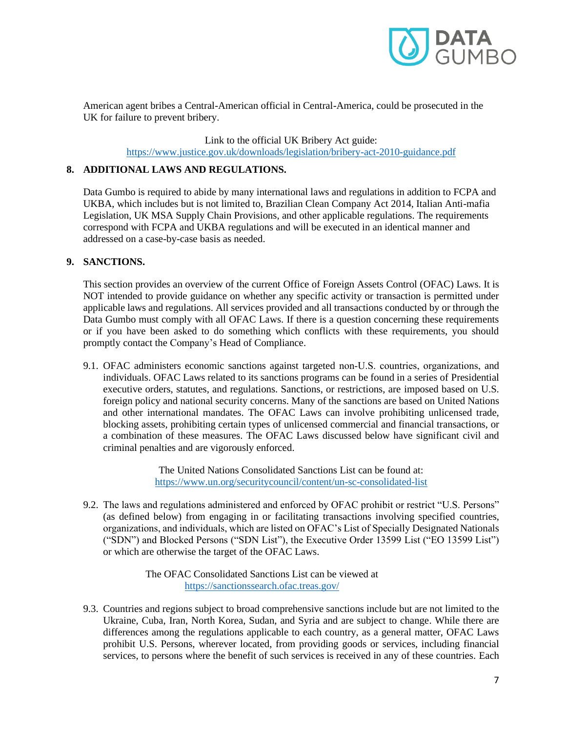American agent bribes a Central-American official in Central-America, could be prosecuted in the UK for failure to prevent bribery.

Link to the official UK Bribery Act guide:
https://www.justice.gov.uk/downloads/legislation/bribery-act-2010-guidance.pdf

## 8. ADDITIONAL LAWS AND REGULATIONS.

Data Gumbo is required to abide by many international laws and regulations in addition to FCPA and UKBA, which includes but is not limited to, Brazilian Clean Company Act 2014, Italian Anti-mafia Legislation, UK MSA Supply Chain Provisions, and other applicable regulations. The requirements correspond with FCPA and UKBA regulations and will be executed in an identical manner and addressed on a case-by-case basis as needed.

## 9. SANCTIONS.

This section provides an overview of the current Office of Foreign Assets Control (OFAC) Laws. It is NOT intended to provide guidance on whether any specific activity or transaction is permitted under applicable laws and regulations. All services provided and all transactions conducted by or through the Data Gumbo must comply with all OFAC Laws. If there is a question concerning these requirements or if you have been asked to do something which conflicts with these requirements, you should promptly contact the Company's Head of Compliance.

9.1. OFAC administers economic sanctions against targeted non-U.S. countries, organizations, and individuals. OFAC Laws related to its sanctions programs can be found in a series of Presidential executive orders, statutes, and regulations. Sanctions, or restrictions, are imposed based on U.S. foreign policy and national security concerns. Many of the sanctions are based on United Nations and other international mandates. The OFAC Laws can involve prohibiting unlicensed trade, blocking assets, prohibiting certain types of unlicensed commercial and financial transactions, or a combination of these measures. The OFAC Laws discussed below have significant civil and criminal penalties and are vigorously enforced.

The United Nations Consolidated Sanctions List can be found at:
https://www.un.org/securitycouncil/content/un-sc-consolidated-list

9.2. The laws and regulations administered and enforced by OFAC prohibit or restrict "U.S. Persons" (as defined below) from engaging in or facilitating transactions involving specified countries, organizations, and individuals, which are listed on OFAC's List of Specially Designated Nationals ("SDN") and Blocked Persons ("SDN List"), the Executive Order 13599 List ("EO 13599 List") or which are otherwise the target of the OFAC Laws.

The OFAC Consolidated Sanctions List can be viewed at
https://sanctionssearch.ofac.treas.gov/

9.3. Countries and regions subject to broad comprehensive sanctions include but are not limited to the Ukraine, Cuba, Iran, North Korea, Sudan, and Syria and are subject to change. While there are differences among the regulations applicable to each country, as a general matter, OFAC Laws prohibit U.S. Persons, wherever located, from providing goods or services, including financial services, to persons where the benefit of such services is received in any of these countries. Each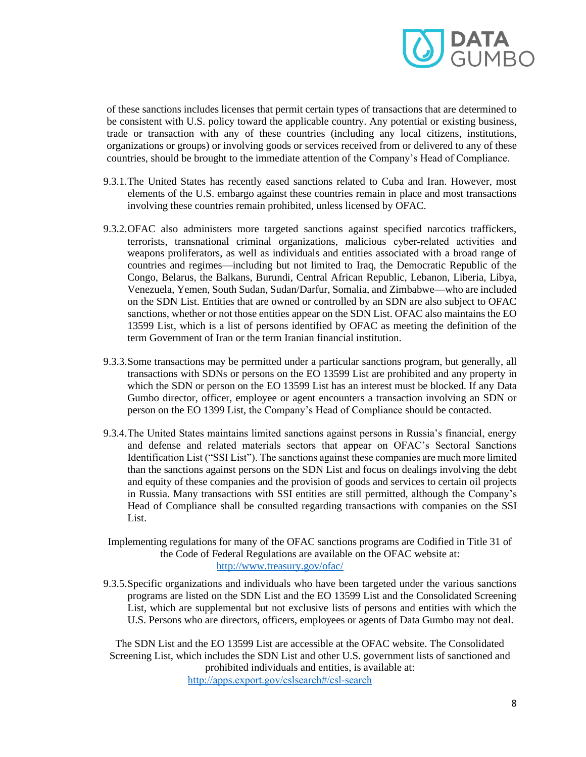of these sanctions includes licenses that permit certain types of transactions that are determined to be consistent with U.S. policy toward the applicable country. Any potential or existing business, trade or transaction with any of these countries (including any local citizens, institutions, organizations or groups) or involving goods or services received from or delivered to any of these countries, should be brought to the immediate attention of the Company's Head of Compliance.

9.3.1. The United States has recently eased sanctions related to Cuba and Iran. However, most elements of the U.S. embargo against these countries remain in place and most transactions involving these countries remain prohibited, unless licensed by OFAC.

9.3.2. OFAC also administers more targeted sanctions against specified narcotics traffickers, terrorists, transnational criminal organizations, malicious cyber-related activities and weapons proliferators, as well as individuals and entities associated with a broad range of countries and regimes—including but not limited to Iraq, the Democratic Republic of the Congo, Belarus, the Balkans, Burundi, Central African Republic, Lebanon, Liberia, Libya, Venezuela, Yemen, South Sudan, Sudan/Darfur, Somalia, and Zimbabwe—who are included on the SDN List. Entities that are owned or controlled by an SDN are also subject to OFAC sanctions, whether or not those entities appear on the SDN List. OFAC also maintains the EO 13599 List, which is a list of persons identified by OFAC as meeting the definition of the term Government of Iran or the term Iranian financial institution.

9.3.3. Some transactions may be permitted under a particular sanctions program, but generally, all transactions with SDNs or persons on the EO 13599 List are prohibited and any property in which the SDN or person on the EO 13599 List has an interest must be blocked. If any Data Gumbo director, officer, employee or agent encounters a transaction involving an SDN or person on the EO 1399 List, the Company's Head of Compliance should be contacted.

9.3.4. The United States maintains limited sanctions against persons in Russia's financial, energy and defense and related materials sectors that appear on OFAC's Sectoral Sanctions Identification List ("SSI List"). The sanctions against these companies are much more limited than the sanctions against persons on the SDN List and focus on dealings involving the debt and equity of these companies and the provision of goods and services to certain oil projects in Russia. Many transactions with SSI entities are still permitted, although the Company's Head of Compliance shall be consulted regarding transactions with companies on the SSI List.

Implementing regulations for many of the OFAC sanctions programs are Codified in Title 31 of the Code of Federal Regulations are available on the OFAC website at: http://www.treasury.gov/ofac/

9.3.5. Specific organizations and individuals who have been targeted under the various sanctions programs are listed on the SDN List and the EO 13599 List and the Consolidated Screening List, which are supplemental but not exclusive lists of persons and entities with which the U.S. Persons who are directors, officers, employees or agents of Data Gumbo may not deal.

The SDN List and the EO 13599 List are accessible at the OFAC website. The Consolidated Screening List, which includes the SDN List and other U.S. government lists of sanctioned and prohibited individuals and entities, is available at: http://apps.export.gov/cslsearch#/csl-search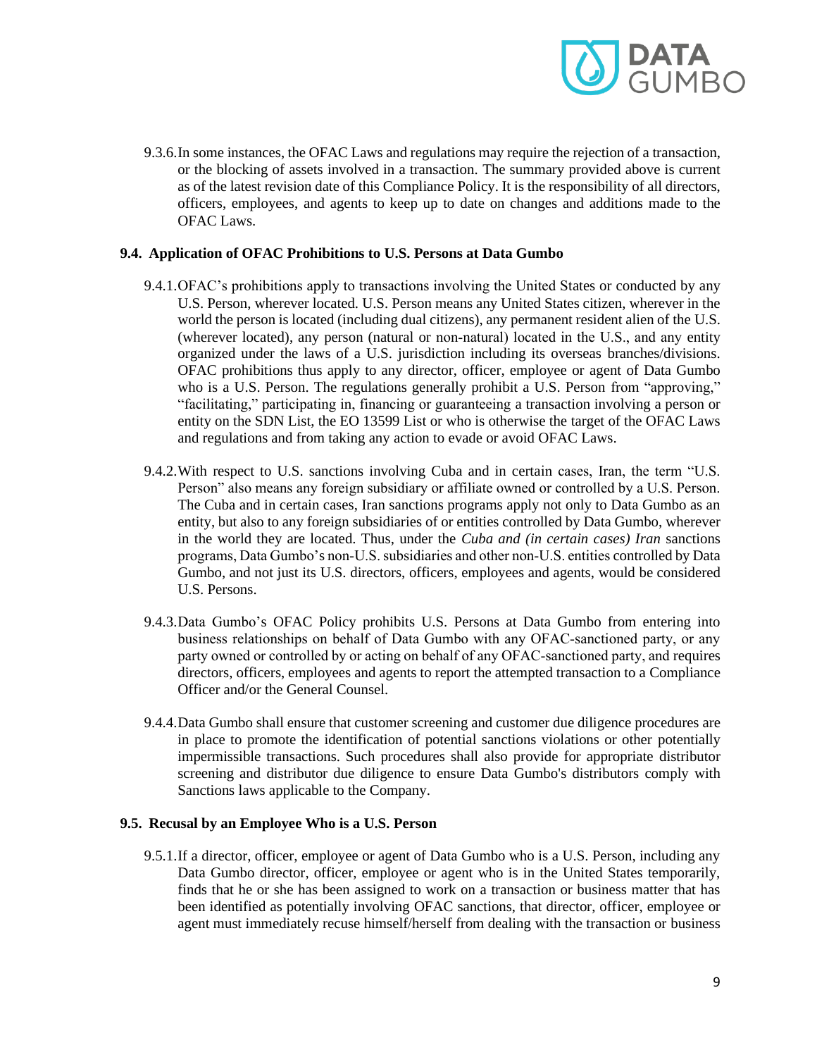9.3.6. In some instances, the OFAC Laws and regulations may require the rejection of a transaction, or the blocking of assets involved in a transaction. The summary provided above is current as of the latest revision date of this Compliance Policy. It is the responsibility of all directors, officers, employees, and agents to keep up to date on changes and additions made to the OFAC Laws.

### 9.4. Application of OFAC Prohibitions to U.S. Persons at Data Gumbo

9.4.1. OFAC's prohibitions apply to transactions involving the United States or conducted by any U.S. Person, wherever located. U.S. Person means any United States citizen, wherever in the world the person is located (including dual citizens), any permanent resident alien of the U.S. (wherever located), any person (natural or non-natural) located in the U.S., and any entity organized under the laws of a U.S. jurisdiction including its overseas branches/divisions. OFAC prohibitions thus apply to any director, officer, employee or agent of Data Gumbo who is a U.S. Person. The regulations generally prohibit a U.S. Person from "approving," "facilitating," participating in, financing or guaranteeing a transaction involving a person or entity on the SDN List, the EO 13599 List or who is otherwise the target of the OFAC Laws and regulations and from taking any action to evade or avoid OFAC Laws.

9.4.2. With respect to U.S. sanctions involving Cuba and in certain cases, Iran, the term "U.S. Person" also means any foreign subsidiary or affiliate owned or controlled by a U.S. Person. The Cuba and in certain cases, Iran sanctions programs apply not only to Data Gumbo as an entity, but also to any foreign subsidiaries of or entities controlled by Data Gumbo, wherever in the world they are located. Thus, under the *Cuba and (in certain cases) Iran* sanctions programs, Data Gumbo's non-U.S. subsidiaries and other non-U.S. entities controlled by Data Gumbo, and not just its U.S. directors, officers, employees and agents, would be considered U.S. Persons.

9.4.3. Data Gumbo's OFAC Policy prohibits U.S. Persons at Data Gumbo from entering into business relationships on behalf of Data Gumbo with any OFAC-sanctioned party, or any party owned or controlled by or acting on behalf of any OFAC-sanctioned party, and requires directors, officers, employees and agents to report the attempted transaction to a Compliance Officer and/or the General Counsel.

9.4.4. Data Gumbo shall ensure that customer screening and customer due diligence procedures are in place to promote the identification of potential sanctions violations or other potentially impermissible transactions. Such procedures shall also provide for appropriate distributor screening and distributor due diligence to ensure Data Gumbo's distributors comply with Sanctions laws applicable to the Company.

### 9.5. Recusal by an Employee Who is a U.S. Person

9.5.1. If a director, officer, employee or agent of Data Gumbo who is a U.S. Person, including any Data Gumbo director, officer, employee or agent who is in the United States temporarily, finds that he or she has been assigned to work on a transaction or business matter that has been identified as potentially involving OFAC sanctions, that director, officer, employee or agent must immediately recuse himself/herself from dealing with the transaction or business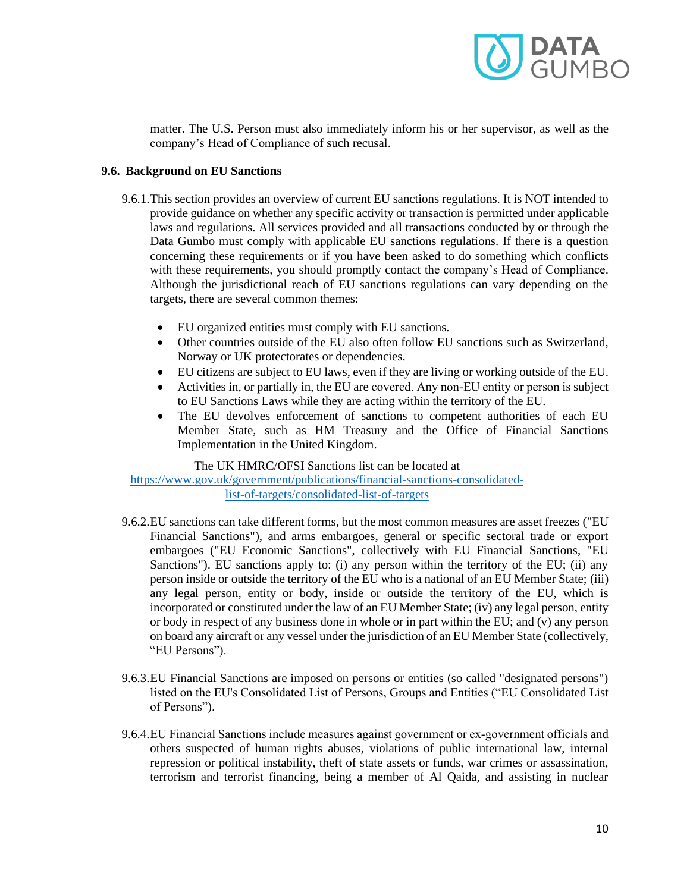matter. The U.S. Person must also immediately inform his or her supervisor, as well as the company's Head of Compliance of such recusal.

### 9.6. Background on EU Sanctions

9.6.1. This section provides an overview of current EU sanctions regulations. It is NOT intended to provide guidance on whether any specific activity or transaction is permitted under applicable laws and regulations. All services provided and all transactions conducted by or through the Data Gumbo must comply with applicable EU sanctions regulations. If there is a question concerning these requirements or if you have been asked to do something which conflicts with these requirements, you should promptly contact the company's Head of Compliance. Although the jurisdictional reach of EU sanctions regulations can vary depending on the targets, there are several common themes:

- EU organized entities must comply with EU sanctions.
- Other countries outside of the EU also often follow EU sanctions such as Switzerland, Norway or UK protectorates or dependencies.
- EU citizens are subject to EU laws, even if they are living or working outside of the EU.
- Activities in, or partially in, the EU are covered. Any non-EU entity or person is subject to EU Sanctions Laws while they are acting within the territory of the EU.
- The EU devolves enforcement of sanctions to competent authorities of each EU Member State, such as HM Treasury and the Office of Financial Sanctions Implementation in the United Kingdom.

The UK HMRC/OFSI Sanctions list can be located at [https://www.gov.uk/government/publications/financial-sanctions-consolidated-list-of-targets/consolidated-list-of-targets](https://www.gov.uk/government/publications/financial-sanctions-consolidated-list-of-targets/consolidated-list-of-targets)

9.6.2. EU sanctions can take different forms, but the most common measures are asset freezes ("EU Financial Sanctions"), and arms embargoes, general or specific sectoral trade or export embargoes ("EU Economic Sanctions", collectively with EU Financial Sanctions, "EU Sanctions"). EU sanctions apply to: (i) any person within the territory of the EU; (ii) any person inside or outside the territory of the EU who is a national of an EU Member State; (iii) any legal person, entity or body, inside or outside the territory of the EU, which is incorporated or constituted under the law of an EU Member State; (iv) any legal person, entity or body in respect of any business done in whole or in part within the EU; and (v) any person on board any aircraft or any vessel under the jurisdiction of an EU Member State (collectively, "EU Persons").

9.6.3. EU Financial Sanctions are imposed on persons or entities (so called "designated persons") listed on the EU's Consolidated List of Persons, Groups and Entities ("EU Consolidated List of Persons").

9.6.4. EU Financial Sanctions include measures against government or ex-government officials and others suspected of human rights abuses, violations of public international law, internal repression or political instability, theft of state assets or funds, war crimes or assassination, terrorism and terrorist financing, being a member of Al Qaida, and assisting in nuclear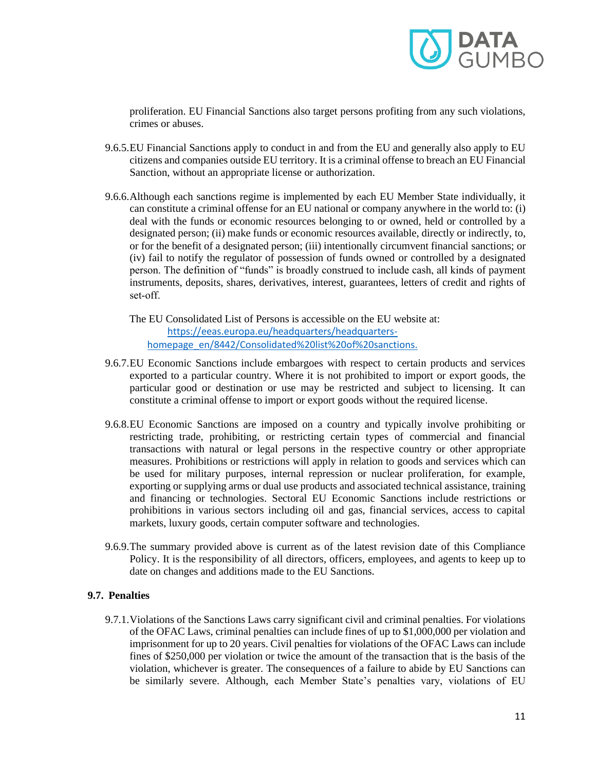proliferation. EU Financial Sanctions also target persons profiting from any such violations, crimes or abuses.

9.6.5. EU Financial Sanctions apply to conduct in and from the EU and generally also apply to EU citizens and companies outside EU territory. It is a criminal offense to breach an EU Financial Sanction, without an appropriate license or authorization.

9.6.6. Although each sanctions regime is implemented by each EU Member State individually, it can constitute a criminal offense for an EU national or company anywhere in the world to: (i) deal with the funds or economic resources belonging to or owned, held or controlled by a designated person; (ii) make funds or economic resources available, directly or indirectly, to, or for the benefit of a designated person; (iii) intentionally circumvent financial sanctions; or (iv) fail to notify the regulator of possession of funds owned or controlled by a designated person. The definition of "funds" is broadly construed to include cash, all kinds of payment instruments, deposits, shares, derivatives, interest, guarantees, letters of credit and rights of set-off.

The EU Consolidated List of Persons is accessible on the EU website at: https://eeas.europa.eu/headquarters/headquarters-homepage_en/8442/Consolidated%20list%20of%20sanctions.

9.6.7. EU Economic Sanctions include embargoes with respect to certain products and services exported to a particular country. Where it is not prohibited to import or export goods, the particular good or destination or use may be restricted and subject to licensing. It can constitute a criminal offense to import or export goods without the required license.

9.6.8. EU Economic Sanctions are imposed on a country and typically involve prohibiting or restricting trade, prohibiting, or restricting certain types of commercial and financial transactions with natural or legal persons in the respective country or other appropriate measures. Prohibitions or restrictions will apply in relation to goods and services which can be used for military purposes, internal repression or nuclear proliferation, for example, exporting or supplying arms or dual use products and associated technical assistance, training and financing or technologies. Sectoral EU Economic Sanctions include restrictions or prohibitions in various sectors including oil and gas, financial services, access to capital markets, luxury goods, certain computer software and technologies.

9.6.9. The summary provided above is current as of the latest revision date of this Compliance Policy. It is the responsibility of all directors, officers, employees, and agents to keep up to date on changes and additions made to the EU Sanctions.

### 9.7. Penalties

9.7.1. Violations of the Sanctions Laws carry significant civil and criminal penalties. For violations of the OFAC Laws, criminal penalties can include fines of up to $1,000,000 per violation and imprisonment for up to 20 years. Civil penalties for violations of the OFAC Laws can include fines of $250,000 per violation or twice the amount of the transaction that is the basis of the violation, whichever is greater. The consequences of a failure to abide by EU Sanctions can be similarly severe. Although, each Member State's penalties vary, violations of EU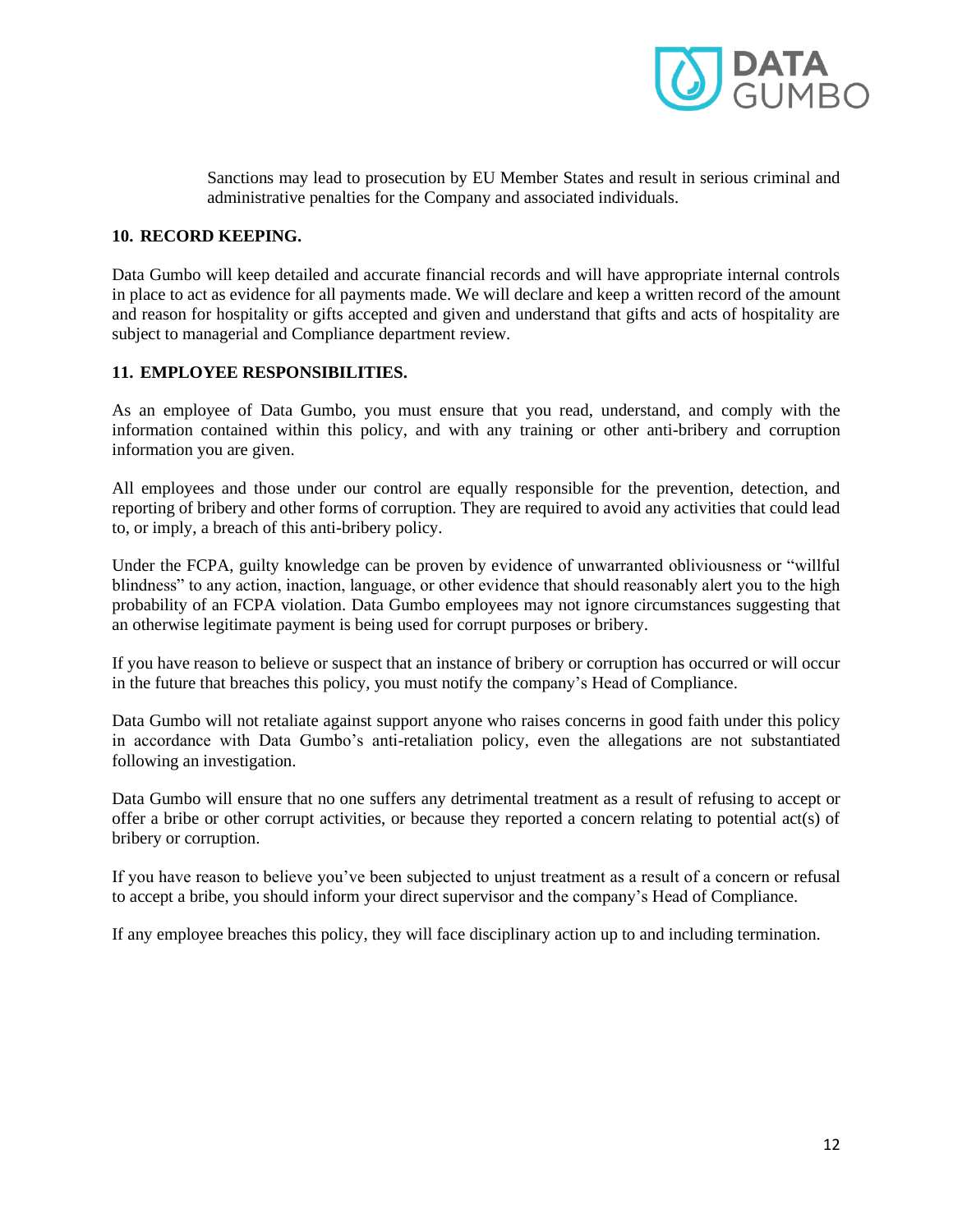Sanctions may lead to prosecution by EU Member States and result in serious criminal and administrative penalties for the Company and associated individuals.

## 10. RECORD KEEPING.

Data Gumbo will keep detailed and accurate financial records and will have appropriate internal controls in place to act as evidence for all payments made. We will declare and keep a written record of the amount and reason for hospitality or gifts accepted and given and understand that gifts and acts of hospitality are subject to managerial and Compliance department review.

## 11. EMPLOYEE RESPONSIBILITIES.

As an employee of Data Gumbo, you must ensure that you read, understand, and comply with the information contained within this policy, and with any training or other anti-bribery and corruption information you are given.

All employees and those under our control are equally responsible for the prevention, detection, and reporting of bribery and other forms of corruption. They are required to avoid any activities that could lead to, or imply, a breach of this anti-bribery policy.

Under the FCPA, guilty knowledge can be proven by evidence of unwarranted obliviousness or "willful blindness" to any action, inaction, language, or other evidence that should reasonably alert you to the high probability of an FCPA violation. Data Gumbo employees may not ignore circumstances suggesting that an otherwise legitimate payment is being used for corrupt purposes or bribery.

If you have reason to believe or suspect that an instance of bribery or corruption has occurred or will occur in the future that breaches this policy, you must notify the company's Head of Compliance.

Data Gumbo will not retaliate against support anyone who raises concerns in good faith under this policy in accordance with Data Gumbo's anti-retaliation policy, even the allegations are not substantiated following an investigation.

Data Gumbo will ensure that no one suffers any detrimental treatment as a result of refusing to accept or offer a bribe or other corrupt activities, or because they reported a concern relating to potential act(s) of bribery or corruption.

If you have reason to believe you've been subjected to unjust treatment as a result of a concern or refusal to accept a bribe, you should inform your direct supervisor and the company's Head of Compliance.

If any employee breaches this policy, they will face disciplinary action up to and including termination.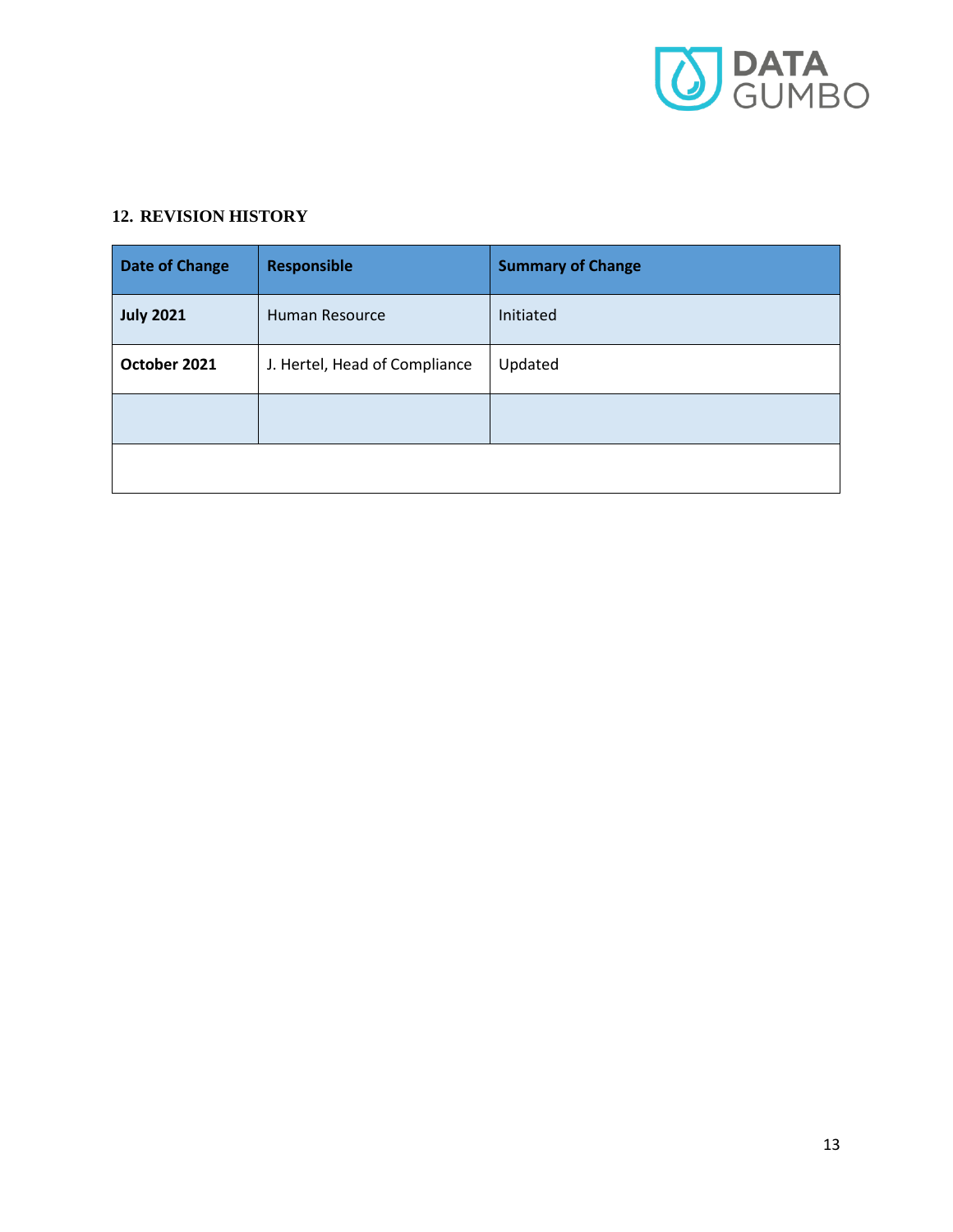## 12. REVISION HISTORY

| Date of Change | Responsible | Summary of Change |
|---|---|---|
| **July 2021** | Human Resource | Initiated |
| **October 2021** | J. Hertel, Head of Compliance | Updated |
| | | |
| | | |